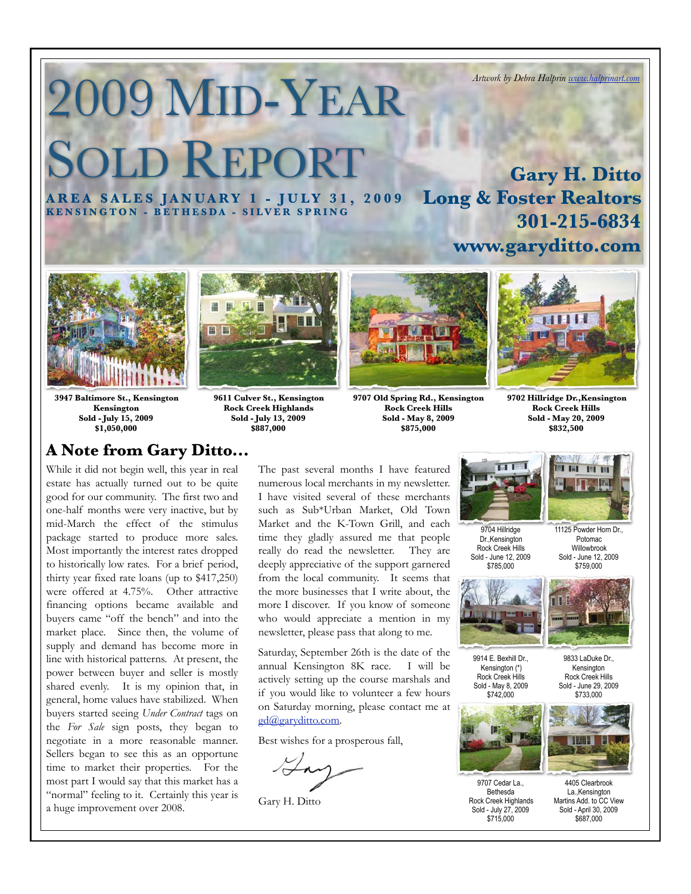Artwork by Debra Halprin www.halprinart.com

# 2009 Mid-Year Sold Report

**AREA SALES JANUARY 1 - JULY 31, 2009**
**KENSINGTON - BETHESDA - SILVER SPRING**

**Gary H. Ditto**
**Long & Foster Realtors**
**301-215-6834**
**www.garyditto.com**

**3947 Baltimore St., Kensington**
**Kensington**
**Sold - July 15, 2009**
**$1,050,000**

**9611 Culver St., Kensington**
**Rock Creek Highlands**
**Sold - July 13, 2009**
**$887,000**

**9707 Old Spring Rd., Kensington**
**Rock Creek Hills**
**Sold - May 8, 2009**
**$875,000**

**9702 Hillridge Dr.,Kensington**
**Rock Creek Hills**
**Sold - May 20, 2009**
**$832,500**

## A Note from Gary Ditto…

While it did not begin well, this year in real estate has actually turned out to be quite good for our community. The first two and one-half months were very inactive, but by mid-March the effect of the stimulus package started to produce more sales. Most importantly the interest rates dropped to historically low rates. For a brief period, thirty year fixed rate loans (up to $417,250) were offered at 4.75%. Other attractive financing options became available and buyers came "off the bench" and into the market place. Since then, the volume of supply and demand has become more in line with historical patterns. At present, the power between buyer and seller is mostly shared evenly. It is my opinion that, in general, home values have stabilized. When buyers started seeing *Under Contract* tags on the *For Sale* sign posts, they began to negotiate in a more reasonable manner. Sellers began to see this as an opportune time to market their properties. For the most part I would say that this market has a "normal" feeling to it. Certainly this year is a huge improvement over 2008.

The past several months I have featured numerous local merchants in my newsletter. I have visited several of these merchants such as Sub*Urban Market, Old Town Market and the K-Town Grill, and each time they gladly assured me that people really do read the newsletter. They are deeply appreciative of the support garnered from the local community. It seems that the more businesses that I write about, the more I discover. If you know of someone who would appreciate a mention in my newsletter, please pass that along to me.

Saturday, September 26th is the date of the annual Kensington 8K race. I will be actively setting up the course marshals and if you would like to volunteer a few hours on Saturday morning, please contact me at gd@garyditto.com.

Best wishes for a prosperous fall,

Gary H. Ditto

9704 Hillridge Dr.,Kensington
Rock Creek Hills
Sold - June 12, 2009
$785,000

11125 Powder Horn Dr., Potomac
Willowbrook
Sold - June 12, 2009
$759,000

9914 E. Bexhill Dr., Kensington (*)
Rock Creek Hills
Sold - May 8, 2009
$742,000

9833 LaDuke Dr., Kensington
Rock Creek Hills
Sold - June 29, 2009
$733,000

9707 Cedar La., Bethesda
Rock Creek Highlands
Sold - July 27, 2009
$715,000

4405 Clearbrook La.,Kensington
Martins Add. to CC View
Sold - April 30, 2009
$687,000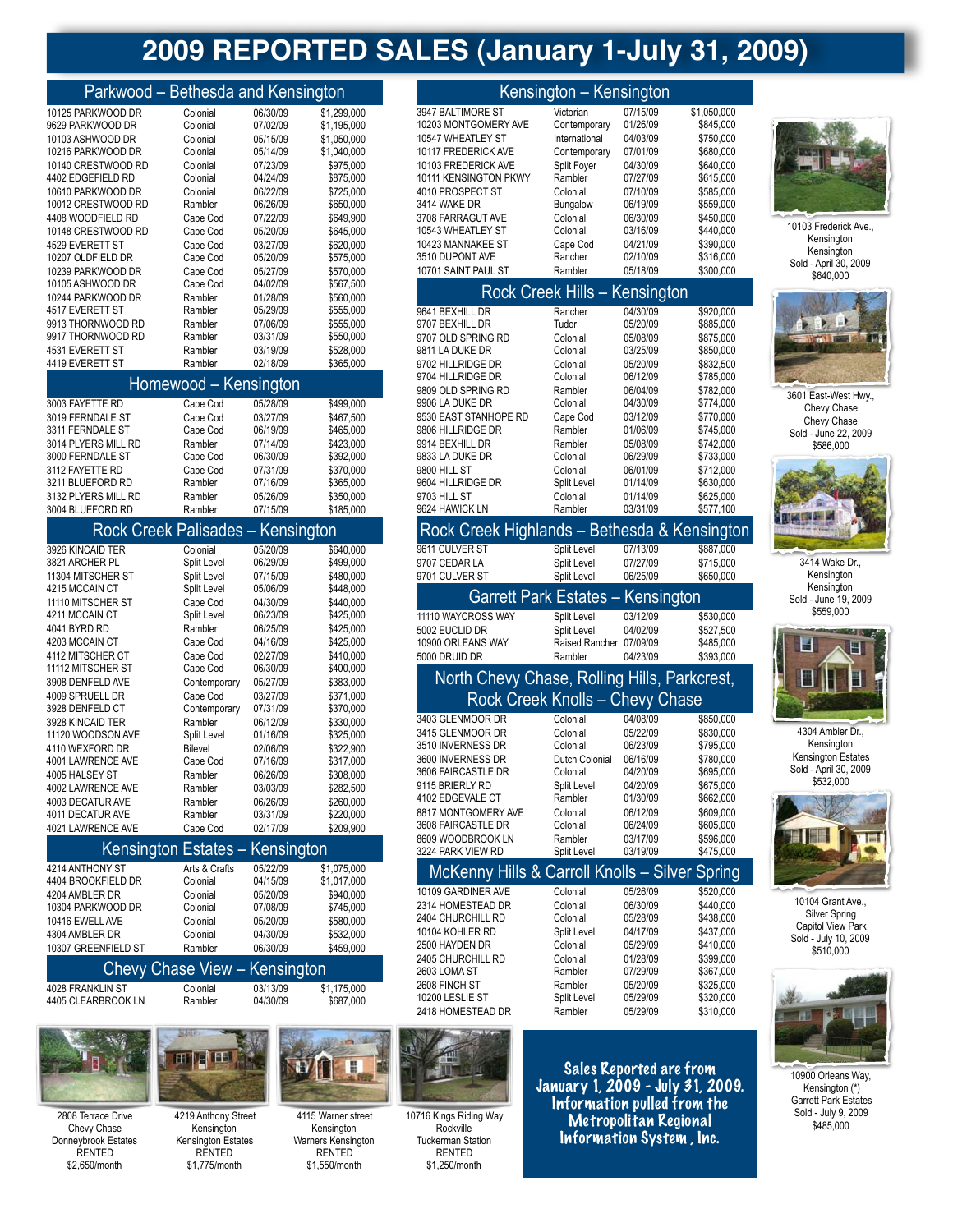# 2009 REPORTED SALES (January 1-July 31, 2009)

## Parkwood – Bethesda and Kensington

| Address | Style | Date | Price |
|---|---|---|---|
| 10125 PARKWOOD DR | Colonial | 06/30/09 | $1,299,000 |
| 9629 PARKWOOD DR | Colonial | 07/02/09 | $1,195,000 |
| 10103 ASHWOOD DR | Colonial | 05/15/09 | $1,050,000 |
| 10216 PARKWOOD DR | Colonial | 05/14/09 | $1,040,000 |
| 10140 CRESTWOOD RD | Colonial | 07/23/09 | $975,000 |
| 4402 EDGEFIELD RD | Colonial | 04/24/09 | $875,000 |
| 10610 PARKWOOD DR | Colonial | 06/22/09 | $725,000 |
| 10012 CRESTWOOD RD | Rambler | 06/26/09 | $650,000 |
| 4408 WOODFIELD RD | Cape Cod | 07/22/09 | $649,900 |
| 10148 CRESTWOOD RD | Cape Cod | 05/20/09 | $645,000 |
| 4529 EVERETT ST | Cape Cod | 03/27/09 | $620,000 |
| 10207 OLDFIELD DR | Cape Cod | 05/20/09 | $575,000 |
| 10239 PARKWOOD DR | Cape Cod | 05/27/09 | $570,000 |
| 10105 ASHWOOD DR | Cape Cod | 04/02/09 | $567,500 |
| 10244 PARKWOOD DR | Rambler | 01/28/09 | $560,000 |
| 4517 EVERETT ST | Rambler | 05/29/09 | $555,000 |
| 9913 THORNWOOD RD | Rambler | 07/06/09 | $555,000 |
| 9917 THORNWOOD RD | Rambler | 03/31/09 | $550,000 |
| 4531 EVERETT ST | Rambler | 03/19/09 | $528,000 |
| 4419 EVERETT ST | Rambler | 02/18/09 | $365,000 |

## Homewood – Kensington

| Address | Style | Date | Price |
|---|---|---|---|
| 3003 FAYETTE RD | Cape Cod | 05/28/09 | $499,000 |
| 3019 FERNDALE ST | Cape Cod | 03/27/09 | $467,500 |
| 3311 FERNDALE ST | Cape Cod | 06/19/09 | $465,000 |
| 3014 PLYERS MILL RD | Rambler | 07/14/09 | $423,000 |
| 3000 FERNDALE ST | Cape Cod | 06/30/09 | $392,000 |
| 3112 FAYETTE RD | Cape Cod | 07/31/09 | $370,000 |
| 3211 BLUEFORD RD | Rambler | 07/16/09 | $365,000 |
| 3132 PLYERS MILL RD | Rambler | 05/26/09 | $350,000 |
| 3004 BLUEFORD RD | Rambler | 07/15/09 | $185,000 |

## Rock Creek Palisades – Kensington

| Address | Style | Date | Price |
|---|---|---|---|
| 3926 KINCAID TER | Colonial | 05/20/09 | $640,000 |
| 3821 ARCHER PL | Split Level | 06/29/09 | $499,000 |
| 11304 MITSCHER ST | Split Level | 07/15/09 | $480,000 |
| 4215 MCCAIN CT | Split Level | 05/06/09 | $448,000 |
| 11110 MITSCHER ST | Cape Cod | 04/30/09 | $440,000 |
| 4211 MCCAIN CT | Split Level | 06/23/09 | $425,000 |
| 4041 BYRD RD | Rambler | 06/25/09 | $425,000 |
| 4203 MCCAIN CT | Cape Cod | 04/16/09 | $425,000 |
| 4112 MITSCHER CT | Cape Cod | 02/27/09 | $410,000 |
| 11112 MITSCHER ST | Cape Cod | 06/30/09 | $400,000 |
| 3908 DENFELD AVE | Contemporary | 05/27/09 | $383,000 |
| 4009 SPRUELL DR | Cape Cod | 03/27/09 | $371,000 |
| 3928 DENFELD CT | Contemporary | 07/31/09 | $370,000 |
| 3928 KINCAID TER | Rambler | 06/12/09 | $330,000 |
| 11120 WOODSON AVE | Split Level | 01/16/09 | $325,000 |
| 4110 WEXFORD DR | Bilevel | 02/06/09 | $322,900 |
| 4001 LAWRENCE AVE | Cape Cod | 07/16/09 | $317,000 |
| 4005 HALSEY ST | Rambler | 06/26/09 | $308,000 |
| 4002 LAWRENCE AVE | Rambler | 03/03/09 | $282,500 |
| 4003 DECATUR AVE | Rambler | 06/26/09 | $260,000 |
| 4011 DECATUR AVE | Rambler | 03/31/09 | $220,000 |
| 4021 LAWRENCE AVE | Cape Cod | 02/17/09 | $209,900 |

## Kensington Estates – Kensington

| Address | Style | Date | Price |
|---|---|---|---|
| 4214 ANTHONY ST | Arts & Crafts | 05/22/09 | $1,075,000 |
| 4404 BROOKFIELD DR | Colonial | 04/15/09 | $1,017,000 |
| 4204 AMBLER DR | Colonial | 05/20/09 | $940,000 |
| 10304 PARKWOOD DR | Colonial | 07/08/09 | $745,000 |
| 10416 EWELL AVE | Colonial | 05/20/09 | $580,000 |
| 4304 AMBLER DR | Colonial | 04/30/09 | $532,000 |
| 10307 GREENFIELD ST | Rambler | 06/30/09 | $459,000 |

## Chevy Chase View – Kensington

| Address | Style | Date | Price |
|---|---|---|---|
| 4028 FRANKLIN ST | Colonial | 03/13/09 | $1,175,000 |
| 4405 CLEARBROOK LN | Rambler | 04/30/09 | $687,000 |

## Kensington – Kensington

| Address | Style | Date | Price |
|---|---|---|---|
| 3947 BALTIMORE ST | Victorian | 07/15/09 | $1,050,000 |
| 10203 MONTGOMERY AVE | Contemporary | 01/26/09 | $845,000 |
| 10547 WHEATLEY ST | International | 04/03/09 | $750,000 |
| 10117 FREDERICK AVE | Contemporary | 07/01/09 | $680,000 |
| 10103 FREDERICK AVE | Split Foyer | 04/30/09 | $640,000 |
| 10111 KENSINGTON PKWY | Rambler | 07/27/09 | $615,000 |
| 4010 PROSPECT ST | Colonial | 07/10/09 | $585,000 |
| 3414 WAKE DR | Bungalow | 06/19/09 | $559,000 |
| 3708 FARRAGUT AVE | Colonial | 06/30/09 | $450,000 |
| 10543 WHEATLEY ST | Colonial | 03/16/09 | $440,000 |
| 10423 MANNAKEE ST | Cape Cod | 04/21/09 | $390,000 |
| 3510 DUPONT AVE | Rancher | 02/10/09 | $316,000 |
| 10701 SAINT PAUL ST | Rambler | 05/18/09 | $300,000 |

## Rock Creek Hills – Kensington

| Address | Style | Date | Price |
|---|---|---|---|
| 9641 BEXHILL DR | Rancher | 04/30/09 | $920,000 |
| 9707 BEXHILL DR | Tudor | 05/20/09 | $885,000 |
| 9707 OLD SPRING RD | Colonial | 05/08/09 | $875,000 |
| 9811 LA DUKE DR | Colonial | 03/25/09 | $850,000 |
| 9702 HILLRIDGE DR | Colonial | 05/20/09 | $832,500 |
| 9704 HILLRIDGE DR | Colonial | 06/12/09 | $785,000 |
| 9809 OLD SPRING RD | Rambler | 06/04/09 | $782,000 |
| 9906 LA DUKE DR | Colonial | 04/30/09 | $774,000 |
| 9530 EAST STANHOPE RD | Cape Cod | 03/12/09 | $770,000 |
| 9806 HILLRIDGE DR | Rambler | 01/06/09 | $745,000 |
| 9914 BEXHILL DR | Rambler | 05/08/09 | $742,000 |
| 9833 LA DUKE DR | Colonial | 06/29/09 | $733,000 |
| 9800 HILL ST | Colonial | 06/01/09 | $712,000 |
| 9604 HILLRIDGE DR | Split Level | 01/14/09 | $630,000 |
| 9703 HILL ST | Colonial | 01/14/09 | $625,000 |
| 9624 HAWICK LN | Rambler | 03/31/09 | $577,100 |

## Rock Creek Highlands – Bethesda & Kensington

| Address | Style | Date | Price |
|---|---|---|---|
| 9611 CULVER ST | Split Level | 07/13/09 | $887,000 |
| 9707 CEDAR LA | Split Level | 07/27/09 | $715,000 |
| 9701 CULVER ST | Split Level | 06/25/09 | $650,000 |

## Garrett Park Estates – Kensington

| Address | Style | Date | Price |
|---|---|---|---|
| 11110 WAYCROSS WAY | Split Level | 03/12/09 | $530,000 |
| 5002 EUCLID DR | Split Level | 04/02/09 | $527,500 |
| 10900 ORLEANS WAY | Raised Rancher | 07/09/09 | $485,000 |
| 5000 DRUID DR | Rambler | 04/23/09 | $393,000 |

## North Chevy Chase, Rolling Hills, Parkcrest, Rock Creek Knolls – Chevy Chase

| Address | Style | Date | Price |
|---|---|---|---|
| 3403 GLENMOOR DR | Colonial | 04/08/09 | $850,000 |
| 3415 GLENMOOR DR | Colonial | 05/22/09 | $830,000 |
| 3510 INVERNESS DR | Colonial | 06/23/09 | $795,000 |
| 3600 INVERNESS DR | Dutch Colonial | 06/16/09 | $780,000 |
| 3606 FAIRCASTLE DR | Colonial | 04/20/09 | $695,000 |
| 9115 BRIERLY RD | Split Level | 04/20/09 | $675,000 |
| 4102 EDGEVALE CT | Rambler | 01/30/09 | $662,000 |
| 8817 MONTGOMERY AVE | Colonial | 06/12/09 | $609,000 |
| 3608 FAIRCASTLE DR | Colonial | 06/24/09 | $605,000 |
| 8609 WOODBROOK LN | Rambler | 03/17/09 | $596,000 |
| 3224 PARK VIEW RD | Split Level | 03/19/09 | $475,000 |

## McKenny Hills & Carroll Knolls – Silver Spring

| Address | Style | Date | Price |
|---|---|---|---|
| 10109 GARDINER AVE | Colonial | 05/26/09 | $520,000 |
| 2314 HOMESTEAD DR | Colonial | 06/30/09 | $440,000 |
| 2404 CHURCHILL RD | Colonial | 05/28/09 | $438,000 |
| 10104 KOHLER RD | Split Level | 04/17/09 | $437,000 |
| 2500 HAYDEN DR | Colonial | 05/29/09 | $410,000 |
| 2405 CHURCHILL RD | Colonial | 01/28/09 | $399,000 |
| 2603 LOMA ST | Rambler | 07/29/09 | $367,000 |
| 2608 FINCH ST | Rambler | 05/20/09 | $325,000 |
| 10200 LESLIE ST | Split Level | 05/29/09 | $320,000 |
| 2418 HOMESTEAD DR | Rambler | 05/29/09 | $310,000 |

10103 Frederick Ave., Kensington
Kensington
Sold - April 30, 2009
$640,000

3601 East-West Hwy., Chevy Chase
Chevy Chase
Sold - June 22, 2009
$586,000

3414 Wake Dr., Kensington
Kensington
Sold - June 19, 2009
$559,000

4304 Ambler Dr., Kensington
Kensington Estates
Sold - April 30, 2009
$532,000

10104 Grant Ave., Silver Spring
Capitol View Park
Sold - July 10, 2009
$510,000

10900 Orleans Way, Kensington (*)
Garrett Park Estates
Sold - July 9, 2009
$485,000

2808 Terrace Drive
Chevy Chase
Donneybrook Estates
RENTED
$2,650/month

4219 Anthony Street
Kensington
Kensington Estates
RENTED
$1,775/month

4115 Warner street
Kensington
Warners Kensington
RENTED
$1,550/month

10716 Kings Riding Way
Rockville
Tuckerman Station
RENTED
$1,250/month

**Sales Reported are from January 1, 2009 - July 31, 2009. Information pulled from the Metropolitan Regional Information System, Inc.**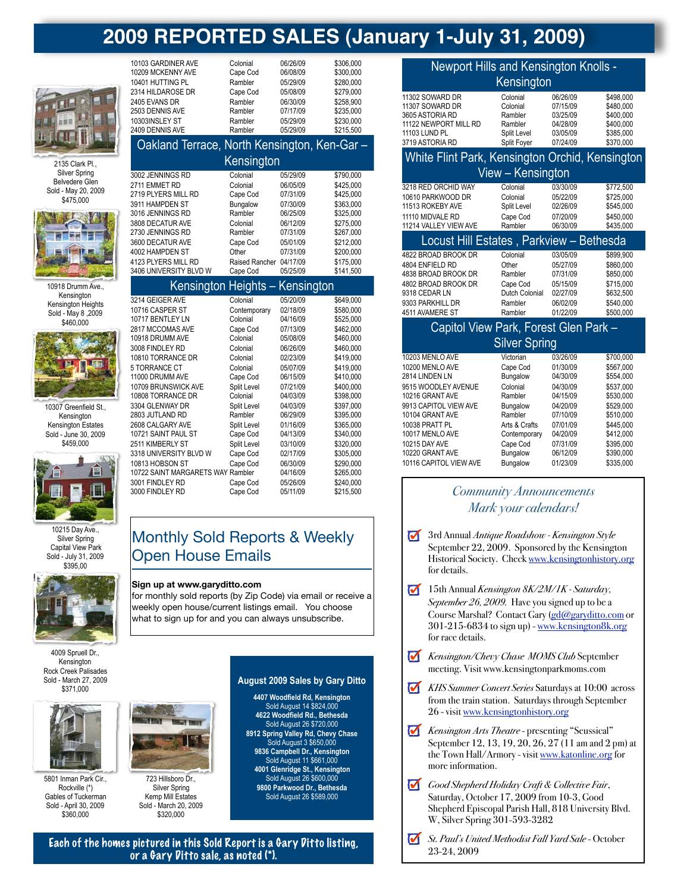# 2009 REPORTED SALES (January 1-July 31, 2009)

2135 Clark Pl., Silver Spring
Belvedere Glen
Sold - May 20, 2009
$475,000

10918 Drumm Ave., Kensington
Kensington Heights
Sold - May 8 ,2009
$460,000

10307 Greenfield St., Kensington
Kensington Estates
Sold - June 30, 2009
$459,000

10215 Day Ave., Silver Spring
Capital View Park
Sold - July 31, 2009
$395,000

4009 Spruell Dr., Kensington
Rock Creek Palisades
Sold - March 27, 2009
$371,000

5801 Inman Park Cir., Rockville (*)
Gables of Tuckerman
Sold - April 30, 2009
$360,000

723 Hillsboro Dr., Silver Spring
Kemp Mill Estates
Sold - March 20, 2009
$320,000

| Address | Style | Date | Price |
|---|---|---|---|
| 10103 GARDINER AVE | Colonial | 06/26/09 | $306,000 |
| 10209 MCKENNY AVE | Cape Cod | 06/08/09 | $300,000 |
| 10401 HUTTING PL | Rambler | 05/29/09 | $280,000 |
| 2314 HILDAROSE DR | Cape Cod | 05/08/09 | $279,000 |
| 2405 EVANS DR | Rambler | 06/30/09 | $258,900 |
| 2503 DENNIS AVE | Rambler | 07/17/09 | $235,000 |
| 10303INSLEY ST | Rambler | 05/29/09 | $230,000 |
| 2409 DENNIS AVE | Rambler | 05/29/09 | $215,500 |

## Oakland Terrace, North Kensington, Ken-Gar – Kensington

| Address | Style | Date | Price |
|---|---|---|---|
| 3002 JENNINGS RD | Colonial | 05/29/09 | $790,000 |
| 2711 EMMET RD | Colonial | 06/05/09 | $425,000 |
| 2719 PLYERS MILL RD | Cape Cod | 07/31/09 | $425,000 |
| 3911 HAMPDEN ST | Bungalow | 07/30/09 | $363,000 |
| 3016 JENNINGS RD | Rambler | 06/25/09 | $325,000 |
| 3808 DECATUR AVE | Colonial | 06/12/09 | $275,000 |
| 2730 JENNINGS RD | Rambler | 07/31/09 | $267,000 |
| 3600 DECATUR AVE | Cape Cod | 05/01/09 | $212,000 |
| 4002 HAMPDEN ST | Other | 07/31/09 | $200,000 |
| 4123 PLYERS MILL RD | Raised Rancher | 04/17/09 | $175,000 |
| 3406 UNIVERSITY BLVD W | Cape Cod | 05/25/09 | $141,500 |

## Kensington Heights – Kensington

| Address | Style | Date | Price |
|---|---|---|---|
| 3214 GEIGER AVE | Colonial | 05/20/09 | $649,000 |
| 10716 CASPER ST | Contemporary | 02/18/09 | $580,000 |
| 10717 BENTLEY LN | Colonial | 04/16/09 | $525,000 |
| 2817 MCCOMAS AVE | Cape Cod | 07/13/09 | $462,000 |
| 10918 DRUMM AVE | Colonial | 05/08/09 | $460,000 |
| 3008 FINDLEY RD | Colonial | 06/26/09 | $460,000 |
| 10810 TORRANCE DR | Colonial | 02/23/09 | $419,000 |
| 5 TORRANCE CT | Colonial | 05/07/09 | $419,000 |
| 11000 DRUMM AVE | Cape Cod | 06/15/09 | $410,000 |
| 10709 BRUNSWICK AVE | Split Level | 07/21/09 | $400,000 |
| 10808 TORRANCE DR | Colonial | 04/03/09 | $398,000 |
| 3304 GLENWAY DR | Split Level | 04/03/09 | $397,000 |
| 2803 JUTLAND RD | Rambler | 06/29/09 | $395,000 |
| 2608 CALGARY AVE | Split Level | 01/16/09 | $365,000 |
| 10721 SAINT PAUL ST | Cape Cod | 04/13/09 | $340,000 |
| 2511 KIMBERLY ST | Split Level | 03/10/09 | $320,000 |
| 3318 UNIVERSITY BLVD W | Cape Cod | 02/17/09 | $305,000 |
| 10813 HOBSON ST | Cape Cod | 06/30/09 | $290,000 |
| 10722 SAINT MARGARETS WAY | Rambler | 04/16/09 | $265,000 |
| 3001 FINDLEY RD | Cape Cod | 05/26/09 | $240,000 |
| 3000 FINDLEY RD | Cape Cod | 05/11/09 | $215,500 |

## Monthly Sold Reports & Weekly Open House Emails

**Sign up at www.garyditto.com**
for monthly sold reports (by Zip Code) via email or receive a weekly open house/current listings email. You choose what to sign up for and you can always unsubscribe.

### August 2009 Sales by Gary Ditto

**4407 Woodfield Rd, Kensington**
Sold August 14 $824,000
**4622 Woodfield Rd., Bethesda**
Sold August 26 $720,000
**8912 Spring Valley Rd, Chevy Chase**
Sold August 3 $650,000
**9836 Campbell Dr., Kensington**
Sold August 11 $661,000
**4001 Glenridge St., Kensington**
Sold August 26 $600,000
**9800 Parkwood Dr., Bethesda**
Sold August 26 $589,000

**Each of the homes pictured in this Sold Report is a Gary Ditto listing, or a Gary Ditto sale, as noted (*).**

## Newport Hills and Kensington Knolls - Kensington

| Address | Style | Date | Price |
|---|---|---|---|
| 11302 SOWARD DR | Colonial | 06/26/09 | $498,000 |
| 11307 SOWARD DR | Colonial | 07/15/09 | $480,000 |
| 3605 ASTORIA RD | Rambler | 03/25/09 | $400,000 |
| 11122 NEWPORT MILL RD | Rambler | 04/28/09 | $400,000 |
| 11103 LUND PL | Split Level | 03/05/09 | $385,000 |
| 3719 ASTORIA RD | Split Foyer | 07/24/09 | $370,000 |

## White Flint Park, Kensington Orchid, Kensington View – Kensington

| Address | Style | Date | Price |
|---|---|---|---|
| 3218 RED ORCHID WAY | Colonial | 03/30/09 | $772,500 |
| 10610 PARKWOOD DR | Colonial | 05/22/09 | $725,000 |
| 11513 ROKEBY AVE | Split Level | 02/26/09 | $545,000 |
| 11110 MIDVALE RD | Cape Cod | 07/20/09 | $450,000 |
| 11214 VALLEY VIEW AVE | Rambler | 06/30/09 | $435,000 |

## Locust Hill Estates , Parkview – Bethesda

| Address | Style | Date | Price |
|---|---|---|---|
| 4822 BROAD BROOK DR | Colonial | 03/05/09 | $899,900 |
| 4804 ENFIELD RD | Other | 05/27/09 | $860,000 |
| 4838 BROAD BROOK DR | Rambler | 07/31/09 | $850,000 |
| 4802 BROAD BROOK DR | Cape Cod | 05/15/09 | $715,000 |
| 9318 CEDAR LN | Dutch Colonial | 02/27/09 | $632,500 |
| 9303 PARKHILL DR | Rambler | 06/02/09 | $540,000 |
| 4511 AVAMERE ST | Rambler | 01/22/09 | $500,000 |

## Capitol View Park, Forest Glen Park – Silver Spring

| Address | Style | Date | Price |
|---|---|---|---|
| 10203 MENLO AVE | Victorian | 03/26/09 | $700,000 |
| 10200 MENLO AVE | Cape Cod | 01/30/09 | $567,000 |
| 2814 LINDEN LN | Bungalow | 04/30/09 | $554,000 |
| 9515 WOODLEY AVENUE | Colonial | 04/30/09 | $537,000 |
| 10216 GRANT AVE | Rambler | 04/15/09 | $530,000 |
| 9913 CAPITOL VIEW AVE | Bungalow | 04/20/09 | $529,000 |
| 10104 GRANT AVE | Rambler | 07/10/09 | $510,000 |
| 10038 PRATT PL | Arts & Crafts | 07/01/09 | $445,000 |
| 10017 MENLO AVE | Contemporary | 04/20/09 | $412,000 |
| 10215 DAY AVE | Cape Cod | 07/31/09 | $395,000 |
| 10220 GRANT AVE | Bungalow | 06/12/09 | $390,000 |
| 10116 CAPITOL VIEW AVE | Bungalow | 01/23/09 | $335,000 |

## *Community Announcements*
## *Mark your calendars!*

- 3rd Annual *Antique Roadshow - Kensington Style* September 22, 2009. Sponsored by the Kensington Historical Society. Check www.kensingtonhistory.org for details.
- 15th Annual *Kensington 8K/2M/1K - Saturday, September 26, 2009.* Have you signed up to be a Course Marshal? Contact Gary (gd@garyditto.com or 301-215-6834 to sign up) - www.kensington8k.org for race details.
- *Kensington/Chevy Chase MOMS Club* September meeting. Visit www.kensingtonparkmoms.com
- *KHS Summer Concert Series* Saturdays at 10:00 across from the train station. Saturdays through September 26 - visit www.kensingtonhistory.org
- *Kensington Arts Theatre* - presenting "Seussical" September 12, 13, 19, 20, 26, 27 (11 am and 2 pm) at the Town Hall/Armory - visit www.katonline.org for more information.
- *Good Shepherd Holiday Craft & Collective Fair*, Saturday, October 17, 2009 from 10-3, Good Shepherd Episcopal Parish Hall, 818 University Blvd. W, Silver Spring 301-593-3282
- *St. Paul's United Methodist Fall Yard Sale* - October 23-24, 2009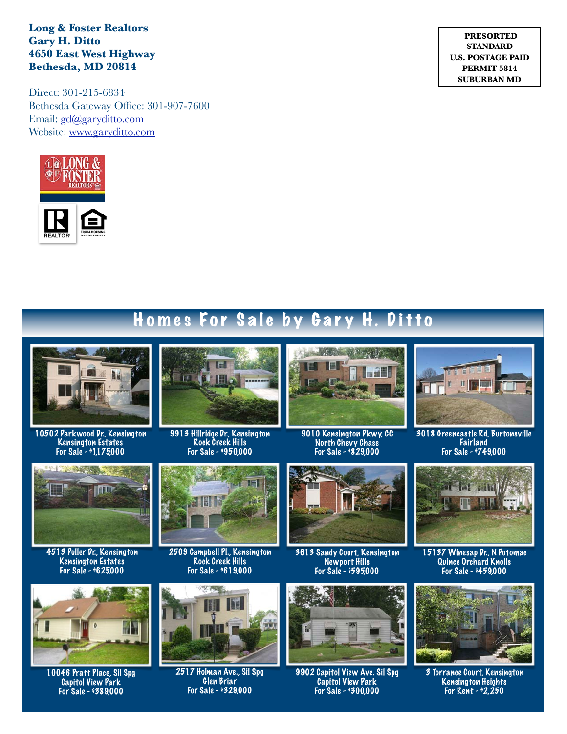**Long & Foster Realtors**
**Gary H. Ditto**
**4650 East West Highway**
**Bethesda, MD 20814**

Direct: 301-215-6834
Bethesda Gateway Office: 301-907-7600
Email: gd@garyditto.com
Website: www.garyditto.com

**PRESORTED**
**STANDARD**
**U.S. POSTAGE PAID**
**PERMIT 5814**
**SUBURBAN MD**

## Homes For Sale by Gary H. Ditto

10502 Parkwood Dr., Kensington
Kensington Estates
For Sale - $1,175,000

9913 Hillridge Dr., Kensington
Rock Creek Hills
For Sale - $950,000

9010 Kensington Pkwy, CC
North Chevy Chase
For Sale - $829,000

3018 Greencastle Rd, Burtonsville
Fairland
For Sale - $749,000

4513 Puller Dr., Kensington
Kensington Estates
For Sale - $625,000

2509 Campbell Pl., Kensington
Rock Creek Hills
For Sale - $619,000

3613 Sandy Court, Kensington
Newport Hills
For Sale - $595,000

15137 Winesap Dr., N Potomac
Quince Orchard Knolls
For Sale - $459,000

10046 Pratt Place, Sil Spg
Capitol View Park
For Sale - $389,000

2517 Holman Ave., Sil Spg
Glen Briar
For Sale - $329,000

9902 Capitol View Ave. Sil Spg
Capitol View Park
For Sale - $300,000

3 Torrance Court, Kensington
Kensington Heights
For Rent - $2,250